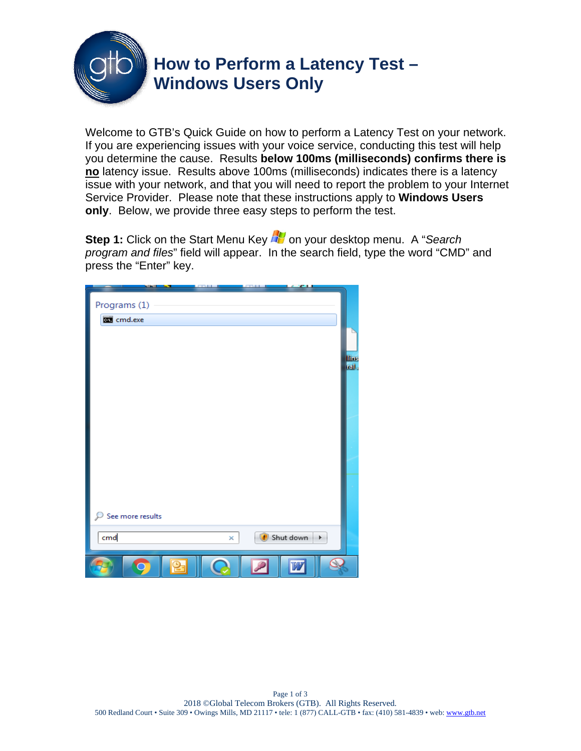# How to Perform a Latency Test – Windows Users Only

Welcome to GTB's Quick Guide on how to perform a Latency Test on your network. If you are experiencing issues with your voice service, conducting this test will help you determine the cause. Results **below 100ms (milliseconds) confirms there is <u>no</u>** latency issue. Results above 100ms (milliseconds) indicates there is a latency issue with your network, and that you will need to report the problem to your Internet Service Provider. Please note that these instructions apply to **Windows Users only**. Below, we provide three easy steps to perform the test.

**Step 1:** Click on the Start Menu Key on your desktop menu. A "*Search program and files*" field will appear. In the search field, type the word "CMD" and press the "Enter" key.

2018 ©Global Telecom Brokers (GTB). All Rights Reserved.
500 Redland Court • Suite 309 • Owings Mills, MD 21117 • tele: 1 (877) CALL-GTB • fax: (410) 581-4839 • web: www.gtb.net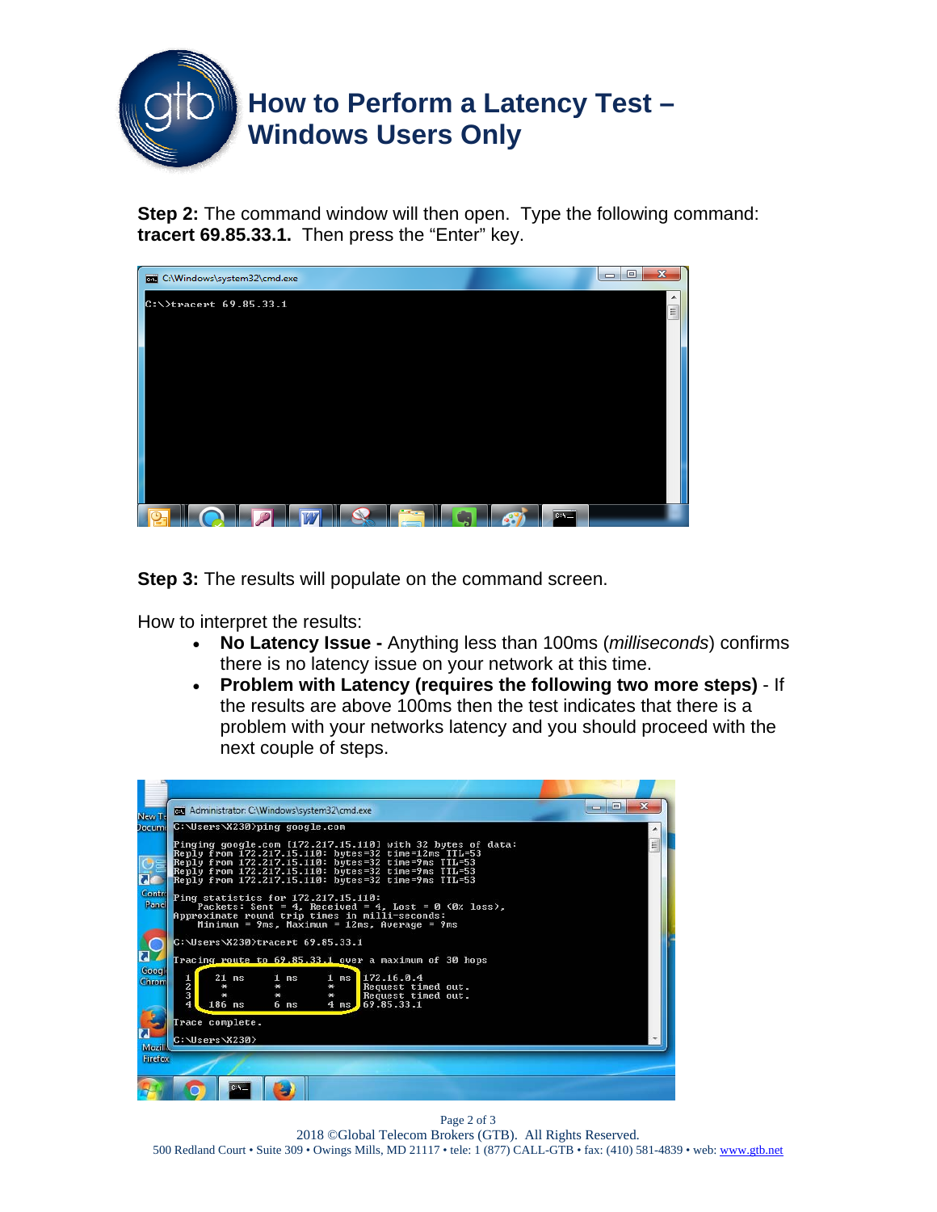# How to Perform a Latency Test – Windows Users Only

**Step 2:** The command window will then open. Type the following command: **tracert 69.85.33.1.** Then press the "Enter" key.

**Step 3:** The results will populate on the command screen.

How to interpret the results:

- **No Latency Issue -** Anything less than 100ms (*milliseconds*) confirms there is no latency issue on your network at this time.
- **Problem with Latency (requires the following two more steps)** - If the results are above 100ms then the test indicates that there is a problem with your networks latency and you should proceed with the next couple of steps.

2018 ©Global Telecom Brokers (GTB). All Rights Reserved.
500 Redland Court • Suite 309 • Owings Mills, MD 21117 • tele: 1 (877) CALL-GTB • fax: (410) 581-4839 • web: www.gtb.net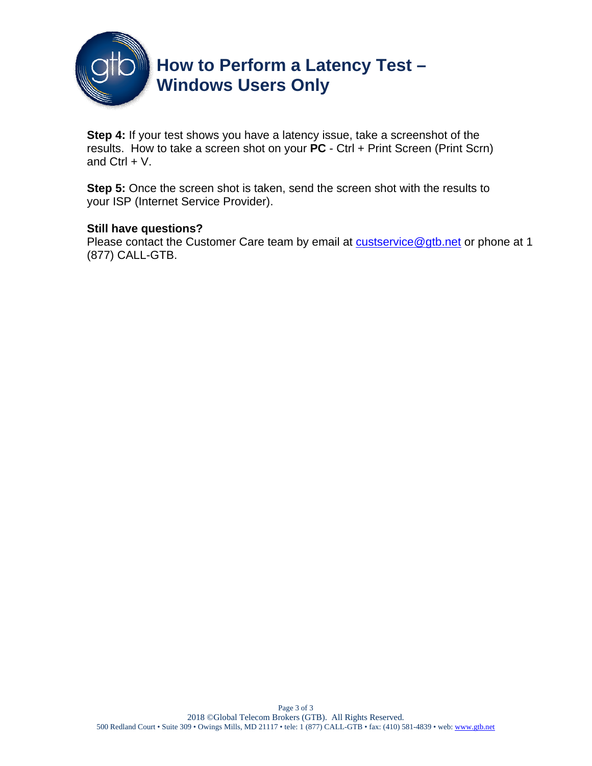# How to Perform a Latency Test – Windows Users Only

**Step 4:** If your test shows you have a latency issue, take a screenshot of the results. How to take a screen shot on your **PC** - Ctrl + Print Screen (Print Scrn) and Ctrl + V.

**Step 5:** Once the screen shot is taken, send the screen shot with the results to your ISP (Internet Service Provider).

**Still have questions?**
Please contact the Customer Care team by email at custservice@gtb.net or phone at 1 (877) CALL-GTB.